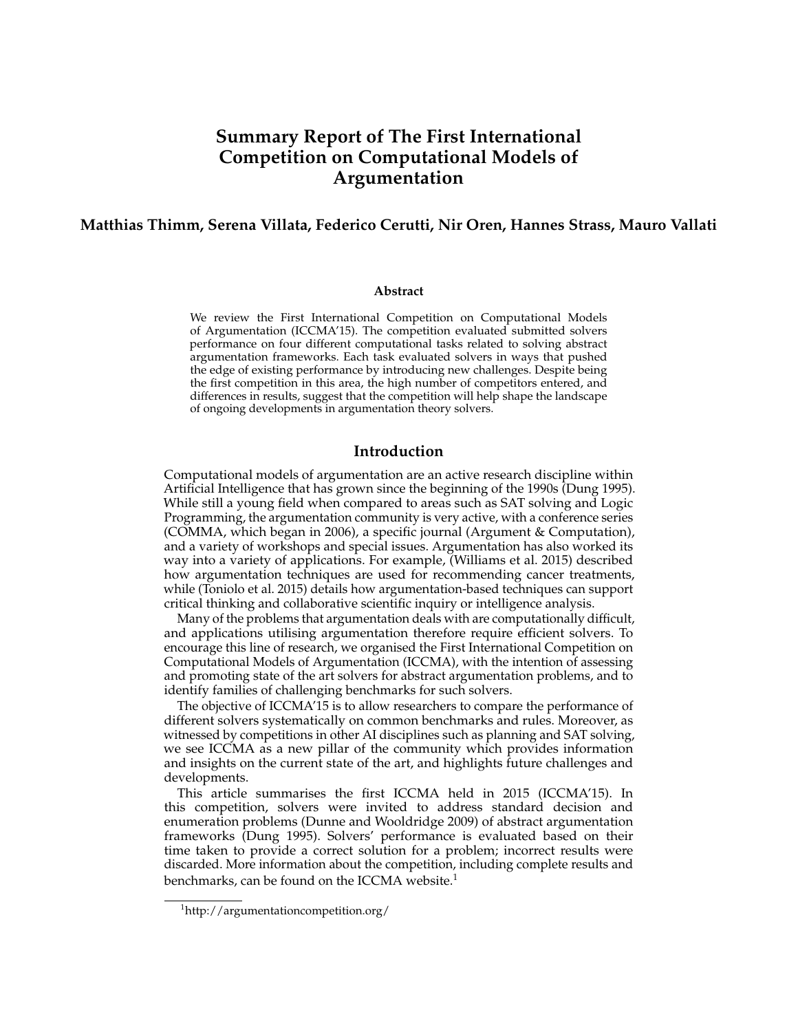# Summary Report of The First International Competition on Computational Models of Argumentation

**Matthias Thimm, Serena Villata, Federico Cerutti, Nir Oren, Hannes Strass, Mauro Vallati**

### Abstract

We review the First International Competition on Computational Models of Argumentation (ICCMA'15). The competition evaluated submitted solvers performance on four different computational tasks related to solving abstract argumentation frameworks. Each task evaluated solvers in ways that pushed the edge of existing performance by introducing new challenges. Despite being the first competition in this area, the high number of competitors entered, and differences in results, suggest that the competition will help shape the landscape of ongoing developments in argumentation theory solvers.

## Introduction

Computational models of argumentation are an active research discipline within Artificial Intelligence that has grown since the beginning of the 1990s (Dung 1995). While still a young field when compared to areas such as SAT solving and Logic Programming, the argumentation community is very active, with a conference series (COMMA, which began in 2006), a specific journal (Argument & Computation), and a variety of workshops and special issues. Argumentation has also worked its way into a variety of applications. For example, (Williams et al. 2015) described how argumentation techniques are used for recommending cancer treatments, while (Toniolo et al. 2015) details how argumentation-based techniques can support critical thinking and collaborative scientific inquiry or intelligence analysis.

Many of the problems that argumentation deals with are computationally difficult, and applications utilising argumentation therefore require efficient solvers. To encourage this line of research, we organised the First International Competition on Computational Models of Argumentation (ICCMA), with the intention of assessing and promoting state of the art solvers for abstract argumentation problems, and to identify families of challenging benchmarks for such solvers.

The objective of ICCMA'15 is to allow researchers to compare the performance of different solvers systematically on common benchmarks and rules. Moreover, as witnessed by competitions in other AI disciplines such as planning and SAT solving, we see ICCMA as a new pillar of the community which provides information and insights on the current state of the art, and highlights future challenges and developments.

This article summarises the first ICCMA held in 2015 (ICCMA'15). In this competition, solvers were invited to address standard decision and enumeration problems (Dunne and Wooldridge 2009) of abstract argumentation frameworks (Dung 1995). Solvers' performance is evaluated based on their time taken to provide a correct solution for a problem; incorrect results were discarded. More information about the competition, including complete results and benchmarks, can be found on the ICCMA website.[1]

[1] http://argumentationcompetition.org/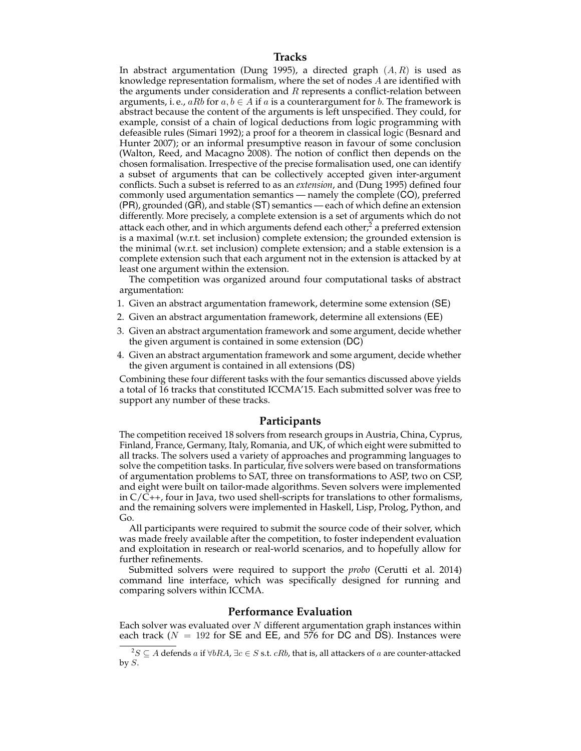## Tracks

In abstract argumentation (Dung 1995), a directed graph $(A, R)$ is used as knowledge representation formalism, where the set of nodes $A$ are identified with the arguments under consideration and $R$ represents a conflict-relation between arguments, i. e., $aRb$ for $a, b \in A$ if $a$ is a counterargument for $b$. The framework is abstract because the content of the arguments is left unspecified. They could, for example, consist of a chain of logical deductions from logic programming with defeasible rules (Simari 1992); a proof for a theorem in classical logic (Besnard and Hunter 2007); or an informal presumptive reason in favour of some conclusion (Walton, Reed, and Macagno 2008). The notion of conflict then depends on the chosen formalisation. Irrespective of the precise formalisation used, one can identify a subset of arguments that can be collectively accepted given inter-argument conflicts. Such a subset is referred to as an *extension*, and (Dung 1995) defined four commonly used argumentation semantics — namely the complete (CO), preferred (PR), grounded (GR), and stable (ST) semantics — each of which define an extension differently. More precisely, a complete extension is a set of arguments which do not attack each other, and in which arguments defend each other;[2] a preferred extension is a maximal (w.r.t. set inclusion) complete extension; the grounded extension is the minimal (w.r.t. set inclusion) complete extension; and a stable extension is a complete extension such that each argument not in the extension is attacked by at least one argument within the extension.

The competition was organized around four computational tasks of abstract argumentation:

1. Given an abstract argumentation framework, determine some extension (SE)
2. Given an abstract argumentation framework, determine all extensions (EE)
3. Given an abstract argumentation framework and some argument, decide whether the given argument is contained in some extension (DC)
4. Given an abstract argumentation framework and some argument, decide whether the given argument is contained in all extensions (DS)

Combining these four different tasks with the four semantics discussed above yields a total of 16 tracks that constituted ICCMA'15. Each submitted solver was free to support any number of these tracks.

## Participants

The competition received 18 solvers from research groups in Austria, China, Cyprus, Finland, France, Germany, Italy, Romania, and UK, of which eight were submitted to all tracks. The solvers used a variety of approaches and programming languages to solve the competition tasks. In particular, five solvers were based on transformations of argumentation problems to SAT, three on transformations to ASP, two on CSP, and eight were built on tailor-made algorithms. Seven solvers were implemented in C/C++, four in Java, two used shell-scripts for translations to other formalisms, and the remaining solvers were implemented in Haskell, Lisp, Prolog, Python, and Go.

All participants were required to submit the source code of their solver, which was made freely available after the competition, to foster independent evaluation and exploitation in research or real-world scenarios, and to hopefully allow for further refinements.

Submitted solvers were required to support the *probo* (Cerutti et al. 2014) command line interface, which was specifically designed for running and comparing solvers within ICCMA.

## Performance Evaluation

Each solver was evaluated over $N$ different argumentation graph instances within each track ($N = 192$ for SE and EE, and 576 for DC and DS). Instances were

[2] $S \subseteq A$ defends $a$ if $\forall bRA, \exists c \in S$ s.t. $cRb$, that is, all attackers of $a$ are counter-attacked by $S$.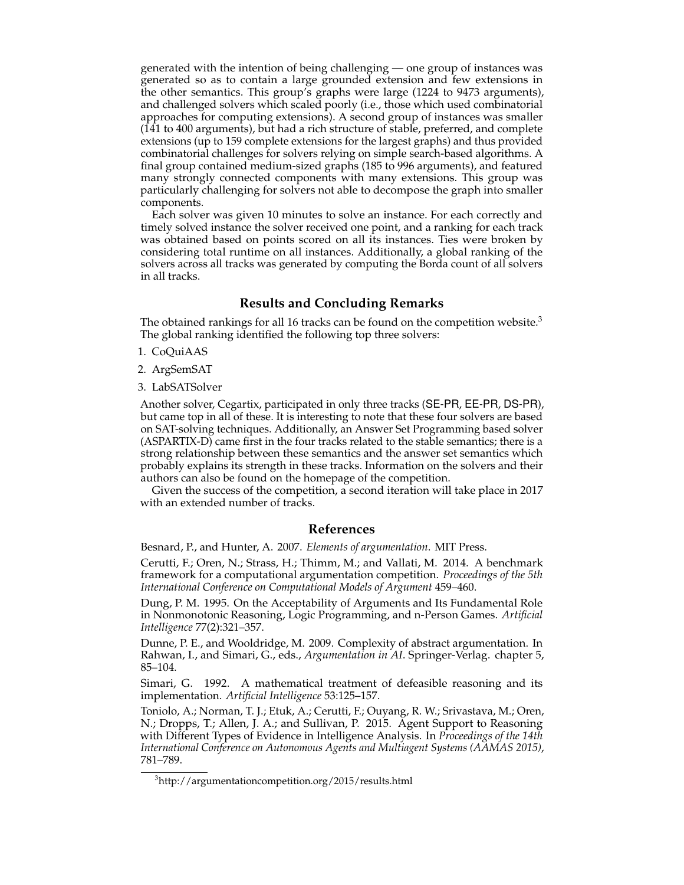generated with the intention of being challenging — one group of instances was generated so as to contain a large grounded extension and few extensions in the other semantics. This group's graphs were large (1224 to 9473 arguments), and challenged solvers which scaled poorly (i.e., those which used combinatorial approaches for computing extensions). A second group of instances was smaller (141 to 400 arguments), but had a rich structure of stable, preferred, and complete extensions (up to 159 complete extensions for the largest graphs) and thus provided combinatorial challenges for solvers relying on simple search-based algorithms. A final group contained medium-sized graphs (185 to 996 arguments), and featured many strongly connected components with many extensions. This group was particularly challenging for solvers not able to decompose the graph into smaller components.

Each solver was given 10 minutes to solve an instance. For each correctly and timely solved instance the solver received one point, and a ranking for each track was obtained based on points scored on all its instances. Ties were broken by considering total runtime on all instances. Additionally, a global ranking of the solvers across all tracks was generated by computing the Borda count of all solvers in all tracks.

## Results and Concluding Remarks

The obtained rankings for all 16 tracks can be found on the competition website.[3] The global ranking identified the following top three solvers:

1. CoQuiAAS
2. ArgSemSAT
3. LabSATSolver

Another solver, Cegartix, participated in only three tracks (SE-PR, EE-PR, DS-PR), but came top in all of these. It is interesting to note that these four solvers are based on SAT-solving techniques. Additionally, an Answer Set Programming based solver (ASPARTIX-D) came first in the four tracks related to the stable semantics; there is a strong relationship between these semantics and the answer set semantics which probably explains its strength in these tracks. Information on the solvers and their authors can also be found on the homepage of the competition.

Given the success of the competition, a second iteration will take place in 2017 with an extended number of tracks.

## References

Besnard, P., and Hunter, A. 2007. *Elements of argumentation*. MIT Press.

Cerutti, F.; Oren, N.; Strass, H.; Thimm, M.; and Vallati, M. 2014. A benchmark framework for a computational argumentation competition. *Proceedings of the 5th International Conference on Computational Models of Argument* 459–460.

Dung, P. M. 1995. On the Acceptability of Arguments and Its Fundamental Role in Nonmonotonic Reasoning, Logic Programming, and n-Person Games. *Artificial Intelligence* 77(2):321–357.

Dunne, P. E., and Wooldridge, M. 2009. Complexity of abstract argumentation. In Rahwan, I., and Simari, G., eds., *Argumentation in AI*. Springer-Verlag. chapter 5, 85–104.

Simari, G. 1992. A mathematical treatment of defeasible reasoning and its implementation. *Artificial Intelligence* 53:125–157.

Toniolo, A.; Norman, T. J.; Etuk, A.; Cerutti, F.; Ouyang, R. W.; Srivastava, M.; Oren, N.; Dropps, T.; Allen, J. A.; and Sullivan, P. 2015. Agent Support to Reasoning with Different Types of Evidence in Intelligence Analysis. In *Proceedings of the 14th International Conference on Autonomous Agents and Multiagent Systems (AAMAS 2015)*, 781–789.

[3] http://argumentationcompetition.org/2015/results.html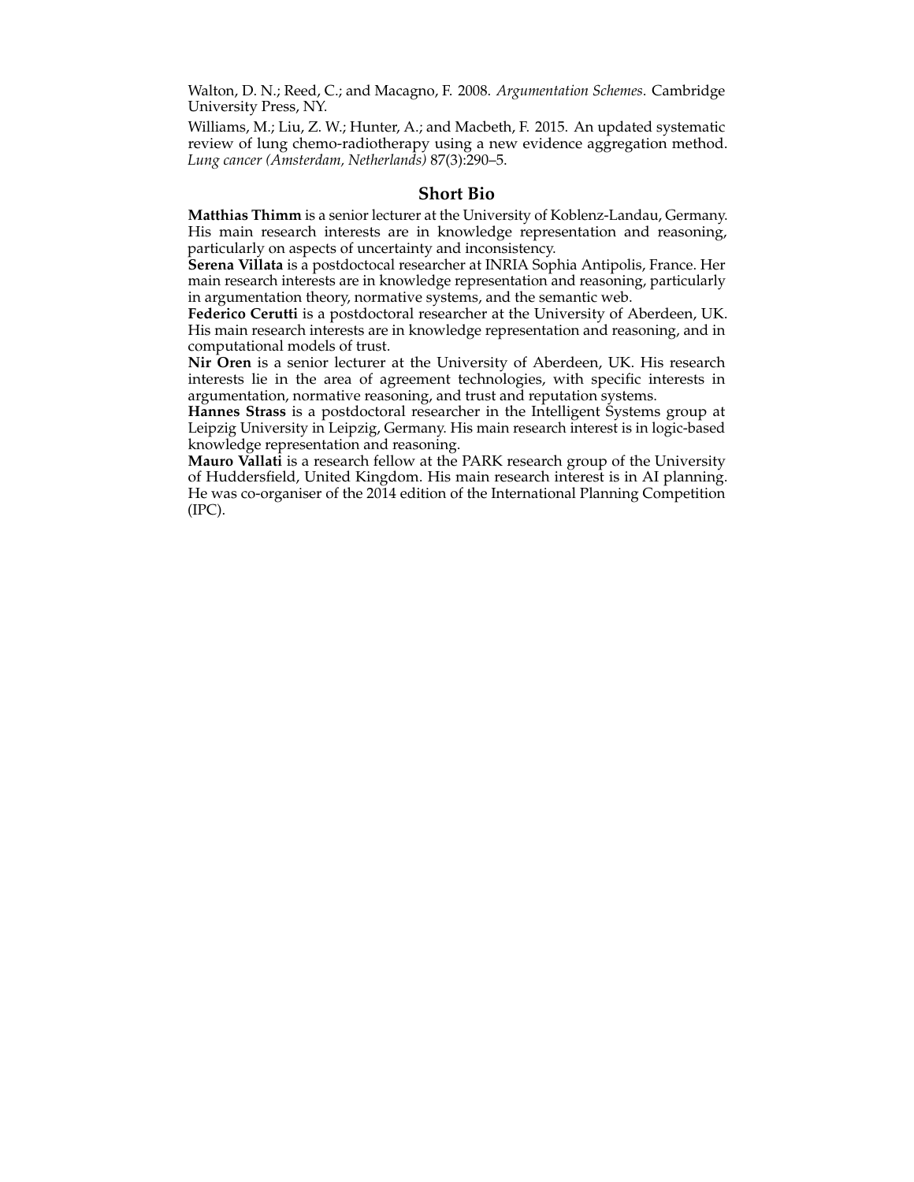Walton, D. N.; Reed, C.; and Macagno, F. 2008. *Argumentation Schemes*. Cambridge University Press, NY.

Williams, M.; Liu, Z. W.; Hunter, A.; and Macbeth, F. 2015. An updated systematic review of lung chemo-radiotherapy using a new evidence aggregation method. *Lung cancer (Amsterdam, Netherlands)* 87(3):290–5.

## Short Bio

**Matthias Thimm** is a senior lecturer at the University of Koblenz-Landau, Germany. His main research interests are in knowledge representation and reasoning, particularly on aspects of uncertainty and inconsistency.

**Serena Villata** is a postdoctocal researcher at INRIA Sophia Antipolis, France. Her main research interests are in knowledge representation and reasoning, particularly in argumentation theory, normative systems, and the semantic web.

**Federico Cerutti** is a postdoctoral researcher at the University of Aberdeen, UK. His main research interests are in knowledge representation and reasoning, and in computational models of trust.

**Nir Oren** is a senior lecturer at the University of Aberdeen, UK. His research interests lie in the area of agreement technologies, with specific interests in argumentation, normative reasoning, and trust and reputation systems.

**Hannes Strass** is a postdoctoral researcher in the Intelligent Systems group at Leipzig University in Leipzig, Germany. His main research interest is in logic-based knowledge representation and reasoning.

**Mauro Vallati** is a research fellow at the PARK research group of the University of Huddersfield, United Kingdom. His main research interest is in AI planning. He was co-organiser of the 2014 edition of the International Planning Competition (IPC).